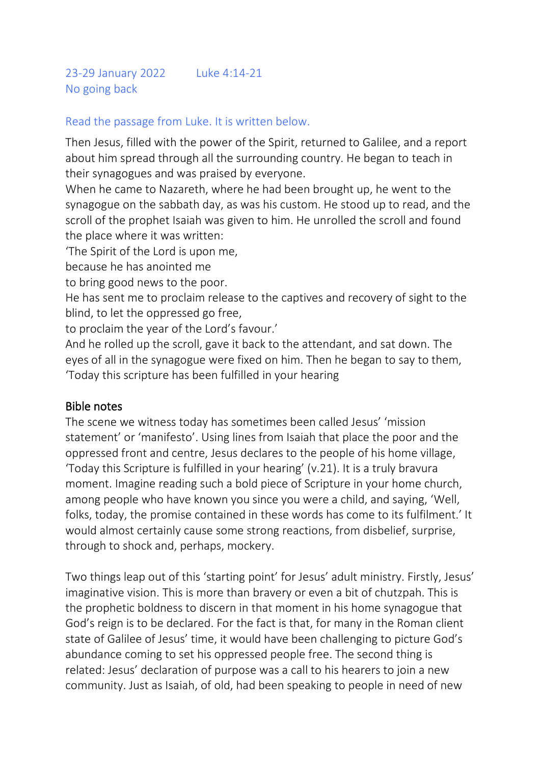23-29 January 2022 Luke 4:14-21
No going back

Read the passage from Luke. It is written below.

Then Jesus, filled with the power of the Spirit, returned to Galilee, and a report about him spread through all the surrounding country. He began to teach in their synagogues and was praised by everyone.
When he came to Nazareth, where he had been brought up, he went to the synagogue on the sabbath day, as was his custom. He stood up to read, and the scroll of the prophet Isaiah was given to him. He unrolled the scroll and found the place where it was written:
'The Spirit of the Lord is upon me,
because he has anointed me
to bring good news to the poor.
He has sent me to proclaim release to the captives and recovery of sight to the blind, to let the oppressed go free,
to proclaim the year of the Lord's favour.'
And he rolled up the scroll, gave it back to the attendant, and sat down. The eyes of all in the synagogue were fixed on him. Then he began to say to them, 'Today this scripture has been fulfilled in your hearing

## Bible notes

The scene we witness today has sometimes been called Jesus' 'mission statement' or 'manifesto'. Using lines from Isaiah that place the poor and the oppressed front and centre, Jesus declares to the people of his home village, 'Today this Scripture is fulfilled in your hearing' (v.21). It is a truly bravura moment. Imagine reading such a bold piece of Scripture in your home church, among people who have known you since you were a child, and saying, 'Well, folks, today, the promise contained in these words has come to its fulfilment.' It would almost certainly cause some strong reactions, from disbelief, surprise, through to shock and, perhaps, mockery.

Two things leap out of this 'starting point' for Jesus' adult ministry. Firstly, Jesus' imaginative vision. This is more than bravery or even a bit of chutzpah. This is the prophetic boldness to discern in that moment in his home synagogue that God's reign is to be declared. For the fact is that, for many in the Roman client state of Galilee of Jesus' time, it would have been challenging to picture God's abundance coming to set his oppressed people free. The second thing is related: Jesus' declaration of purpose was a call to his hearers to join a new community. Just as Isaiah, of old, had been speaking to people in need of new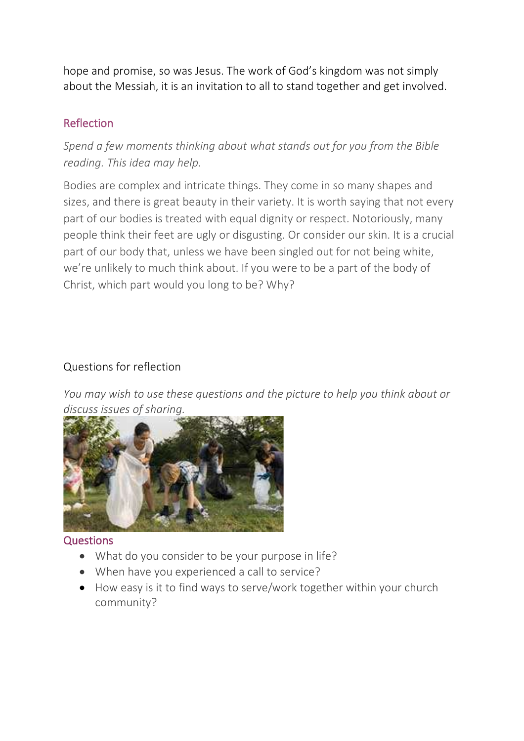hope and promise, so was Jesus. The work of God's kingdom was not simply about the Messiah, it is an invitation to all to stand together and get involved.

## Reflection

*Spend a few moments thinking about what stands out for you from the Bible reading. This idea may help.*

Bodies are complex and intricate things. They come in so many shapes and sizes, and there is great beauty in their variety. It is worth saying that not every part of our bodies is treated with equal dignity or respect. Notoriously, many people think their feet are ugly or disgusting. Or consider our skin. It is a crucial part of our body that, unless we have been singled out for not being white, we're unlikely to much think about. If you were to be a part of the body of Christ, which part would you long to be? Why?

Questions for reflection

*You may wish to use these questions and the picture to help you think about or discuss issues of sharing.*

## Questions

- What do you consider to be your purpose in life?
- When have you experienced a call to service?
- How easy is it to find ways to serve/work together within your church community?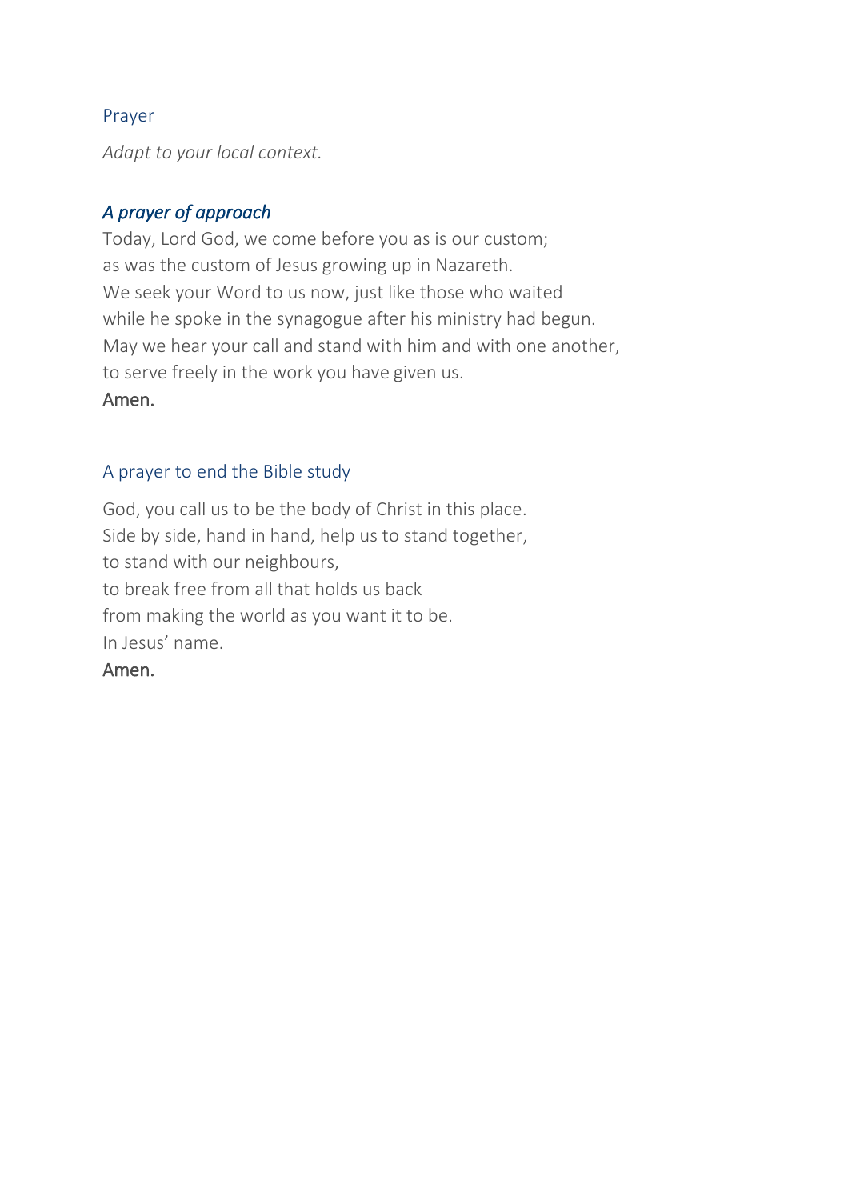## Prayer

*Adapt to your local context.*

### *A prayer of approach*

Today, Lord God, we come before you as is our custom;
as was the custom of Jesus growing up in Nazareth.
We seek your Word to us now, just like those who waited
while he spoke in the synagogue after his ministry had begun.
May we hear your call and stand with him and with one another,
to serve freely in the work you have given us.
**Amen.**

### A prayer to end the Bible study

God, you call us to be the body of Christ in this place.
Side by side, hand in hand, help us to stand together,
to stand with our neighbours,
to break free from all that holds us back
from making the world as you want it to be.
In Jesus' name.
**Amen.**